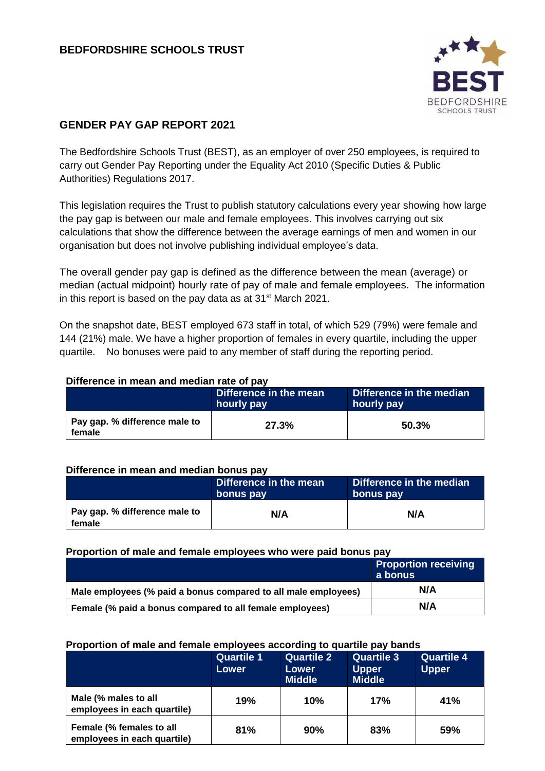# BEDFORDSHIRE SCHOOLS TRUST

## GENDER PAY GAP REPORT 2021

The Bedfordshire Schools Trust (BEST), as an employer of over 250 employees, is required to carry out Gender Pay Reporting under the Equality Act 2010 (Specific Duties & Public Authorities) Regulations 2017.

This legislation requires the Trust to publish statutory calculations every year showing how large the pay gap is between our male and female employees. This involves carrying out six calculations that show the difference between the average earnings of men and women in our organisation but does not involve publishing individual employee's data.

The overall gender pay gap is defined as the difference between the mean (average) or median (actual midpoint) hourly rate of pay of male and female employees. The information in this report is based on the pay data as at 31st March 2021.

On the snapshot date, BEST employed 673 staff in total, of which 529 (79%) were female and 144 (21%) male. We have a higher proportion of females in every quartile, including the upper quartile. No bonuses were paid to any member of staff during the reporting period.

**Difference in mean and median rate of pay**

| | Difference in the mean hourly pay | Difference in the median hourly pay |
|---|---|---|
| **Pay gap. % difference male to female** | **27.3%** | **50.3%** |

**Difference in mean and median bonus pay**

| | Difference in the mean bonus pay | Difference in the median bonus pay |
|---|---|---|
| **Pay gap. % difference male to female** | **N/A** | **N/A** |

**Proportion of male and female employees who were paid bonus pay**

| | Proportion receiving a bonus |
|---|---|
| **Male employees (% paid a bonus compared to all male employees)** | **N/A** |
| **Female (% paid a bonus compared to all female employees)** | **N/A** |

**Proportion of male and female employees according to quartile pay bands**

| | Quartile 1 Lower | Quartile 2 Lower Middle | Quartile 3 Upper Middle | Quartile 4 Upper |
|---|---|---|---|---|
| **Male (% males to all employees in each quartile)** | **19%** | **10%** | **17%** | **41%** |
| **Female (% females to all employees in each quartile)** | **81%** | **90%** | **83%** | **59%** |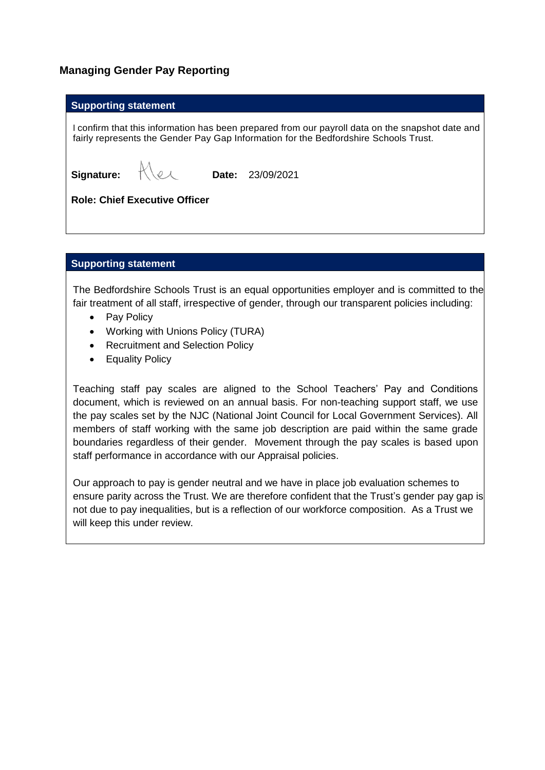## Managing Gender Pay Reporting

### Supporting statement

I confirm that this information has been prepared from our payroll data on the snapshot date and fairly represents the Gender Pay Gap Information for the Bedfordshire Schools Trust.

**Signature:** Alex **Date:** 23/09/2021

**Role: Chief Executive Officer**

### Supporting statement

The Bedfordshire Schools Trust is an equal opportunities employer and is committed to the fair treatment of all staff, irrespective of gender, through our transparent policies including:

- Pay Policy
- Working with Unions Policy (TURA)
- Recruitment and Selection Policy
- Equality Policy

Teaching staff pay scales are aligned to the School Teachers' Pay and Conditions document, which is reviewed on an annual basis. For non-teaching support staff, we use the pay scales set by the NJC (National Joint Council for Local Government Services). All members of staff working with the same job description are paid within the same grade boundaries regardless of their gender. Movement through the pay scales is based upon staff performance in accordance with our Appraisal policies.

Our approach to pay is gender neutral and we have in place job evaluation schemes to ensure parity across the Trust. We are therefore confident that the Trust's gender pay gap is not due to pay inequalities, but is a reflection of our workforce composition. As a Trust we will keep this under review.